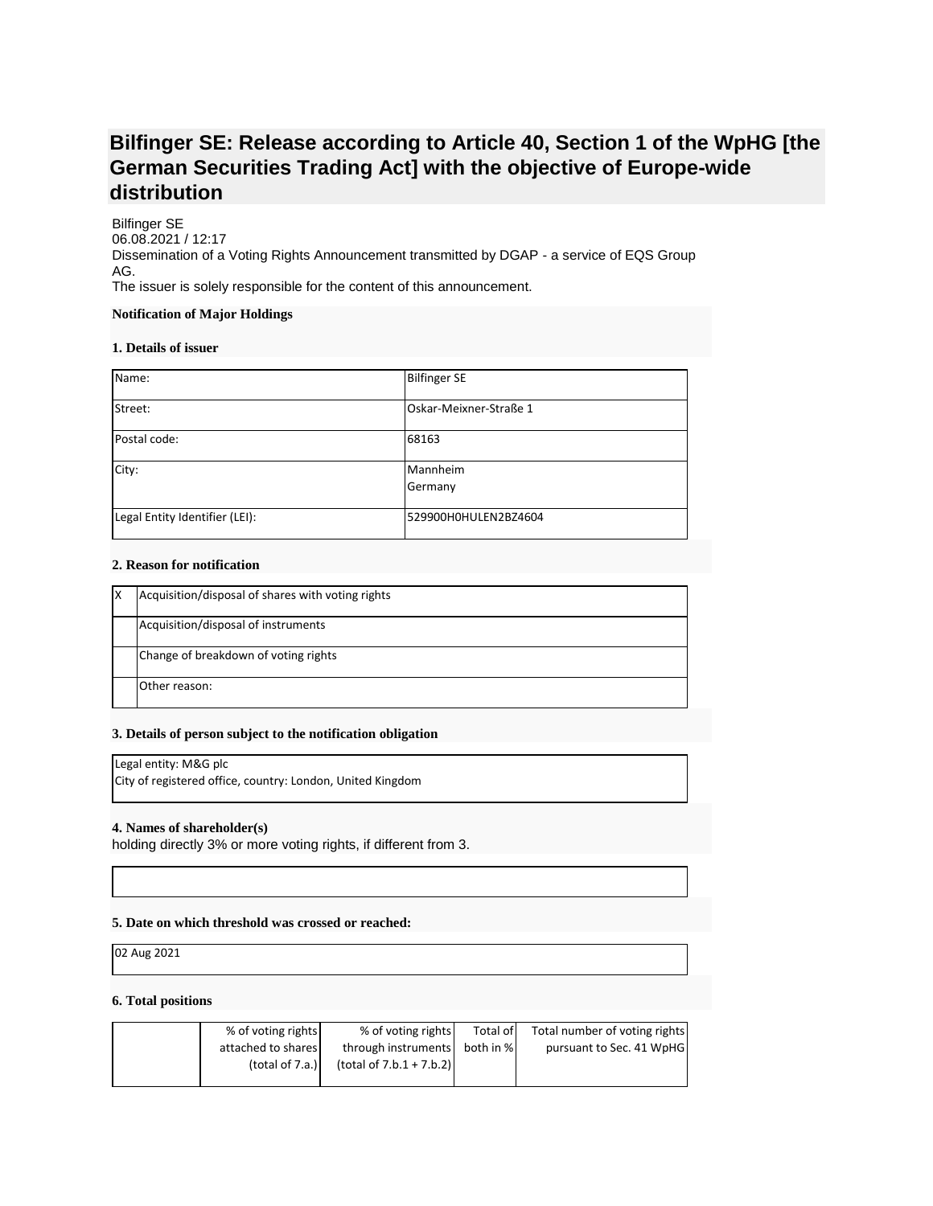# Bilfinger SE: Release according to Article 40, Section 1 of the WpHG [the German Securities Trading Act] with the objective of Europe-wide distribution

Bilfinger SE
06.08.2021 / 12:17
Dissemination of a Voting Rights Announcement transmitted by DGAP - a service of EQS Group AG.
The issuer is solely responsible for the content of this announcement.

**Notification of Major Holdings**

**1. Details of issuer**

| | |
|---|---|
| Name: | Bilfinger SE |
| Street: | Oskar-Meixner-Straße 1 |
| Postal code: | 68163 |
| City: | Mannheim<br>Germany |
| Legal Entity Identifier (LEI): | 529900H0HULEN2BZ4604 |

**2. Reason for notification**

| | |
|---|---|
| X | Acquisition/disposal of shares with voting rights |
| | Acquisition/disposal of instruments |
| | Change of breakdown of voting rights |
| | Other reason: |

**3. Details of person subject to the notification obligation**

Legal entity: M&G plc
City of registered office, country: London, United Kingdom

**4. Names of shareholder(s)**
holding directly 3% or more voting rights, if different from 3.

**5. Date on which threshold was crossed or reached:**

02 Aug 2021

**6. Total positions**

| | % of voting rights attached to shares (total of 7.a.) | % of voting rights through instruments (total of 7.b.1 + 7.b.2) | Total of both in % | Total number of voting rights pursuant to Sec. 41 WpHG |
|---|---|---|---|---|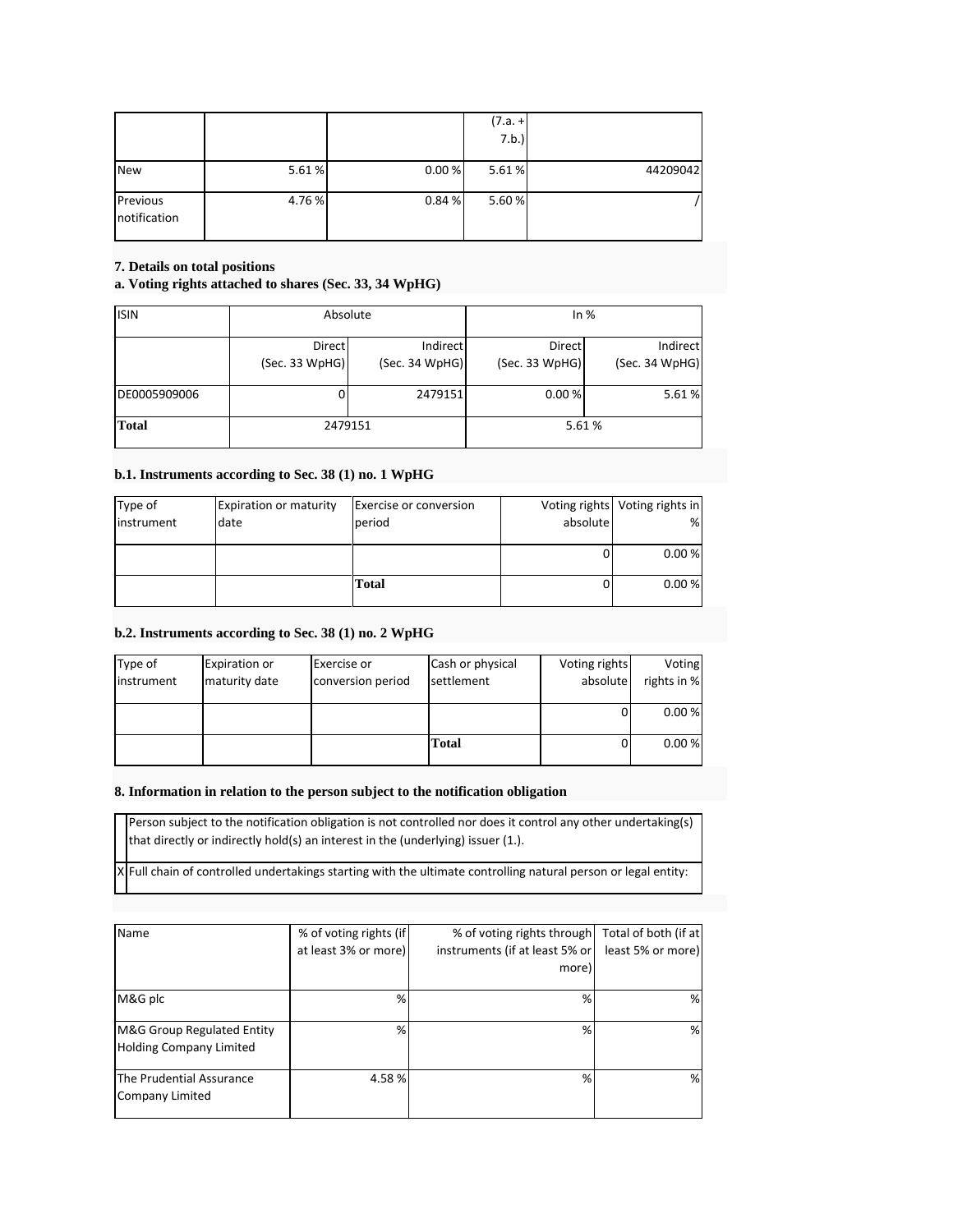| | | | (7.a. + 7.b.) | |
|---|---|---|---|---|
| New | 5.61 % | 0.00 % | 5.61 % | 44209042 |
| Previous notification | 4.76 % | 0.84 % | 5.60 % | / |

**7. Details on total positions**

**a. Voting rights attached to shares (Sec. 33, 34 WpHG)**

| ISIN | Absolute | | In % | |
|---|---|---|---|---|
| | Direct (Sec. 33 WpHG) | Indirect (Sec. 34 WpHG) | Direct (Sec. 33 WpHG) | Indirect (Sec. 34 WpHG) |
| DE0005909006 | 0 | 2479151 | 0.00 % | 5.61 % |
| **Total** | 2479151 | | 5.61 % | |

**b.1. Instruments according to Sec. 38 (1) no. 1 WpHG**

| Type of instrument | Expiration or maturity date | Exercise or conversion period | Voting rights absolute | Voting rights in % |
|---|---|---|---|---|
| | | | 0 | 0.00 % |
| | | **Total** | 0 | 0.00 % |

**b.2. Instruments according to Sec. 38 (1) no. 2 WpHG**

| Type of instrument | Expiration or maturity date | Exercise or conversion period | Cash or physical settlement | Voting rights absolute | Voting rights in % |
|---|---|---|---|---|---|
| | | | | 0 | 0.00 % |
| | | | **Total** | 0 | 0.00 % |

**8. Information in relation to the person subject to the notification obligation**

| | |
|---|---|
| | Person subject to the notification obligation is not controlled nor does it control any other undertaking(s) that directly or indirectly hold(s) an interest in the (underlying) issuer (1.). |
| X | Full chain of controlled undertakings starting with the ultimate controlling natural person or legal entity: |

| Name | % of voting rights (if at least 3% or more) | % of voting rights through instruments (if at least 5% or more) | Total of both (if at least 5% or more) |
|---|---|---|---|
| M&G plc | % | % | % |
| M&G Group Regulated Entity Holding Company Limited | % | % | % |
| The Prudential Assurance Company Limited | 4.58 % | % | % |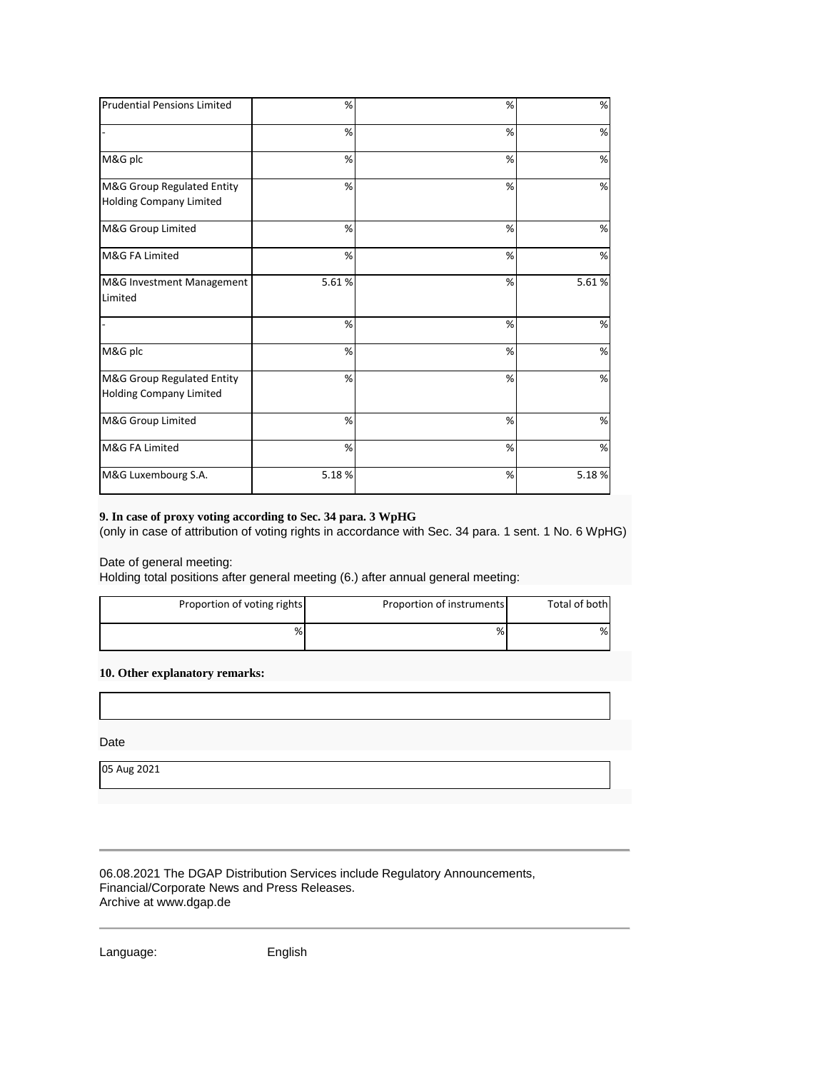| Prudential Pensions Limited | % | % | % |
|---|---|---|---|
| - | % | % | % |
| M&G plc | % | % | % |
| M&G Group Regulated Entity Holding Company Limited | % | % | % |
| M&G Group Limited | % | % | % |
| M&G FA Limited | % | % | % |
| M&G Investment Management Limited | 5.61 % | % | 5.61 % |
| - | % | % | % |
| M&G plc | % | % | % |
| M&G Group Regulated Entity Holding Company Limited | % | % | % |
| M&G Group Limited | % | % | % |
| M&G FA Limited | % | % | % |
| M&G Luxembourg S.A. | 5.18 % | % | 5.18 % |

**9. In case of proxy voting according to Sec. 34 para. 3 WpHG**
(only in case of attribution of voting rights in accordance with Sec. 34 para. 1 sent. 1 No. 6 WpHG)

Date of general meeting:
Holding total positions after general meeting (6.) after annual general meeting:

| Proportion of voting rights | Proportion of instruments | Total of both |
|---|---|---|
| % | % | % |

**10. Other explanatory remarks:**

Date

05 Aug 2021

---

06.08.2021 The DGAP Distribution Services include Regulatory Announcements, Financial/Corporate News and Press Releases.
Archive at www.dgap.de

---

Language: English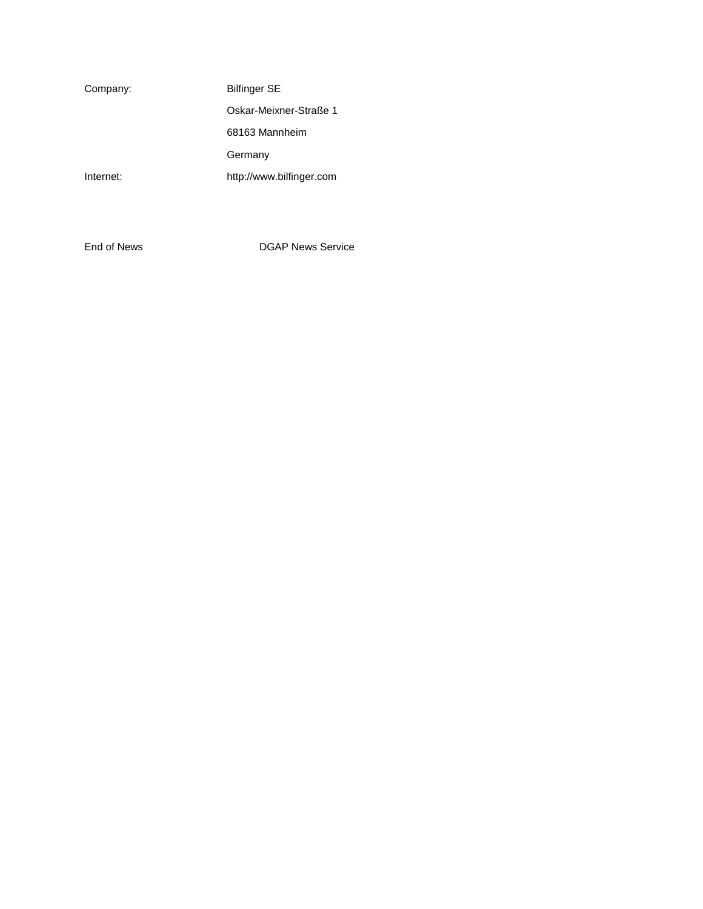| | |
|---|---|
| Company: | Bilfinger SE |
| | Oskar-Meixner-Straße 1 |
| | 68163 Mannheim |
| | Germany |
| Internet: | http://www.bilfinger.com |

End of News DGAP News Service